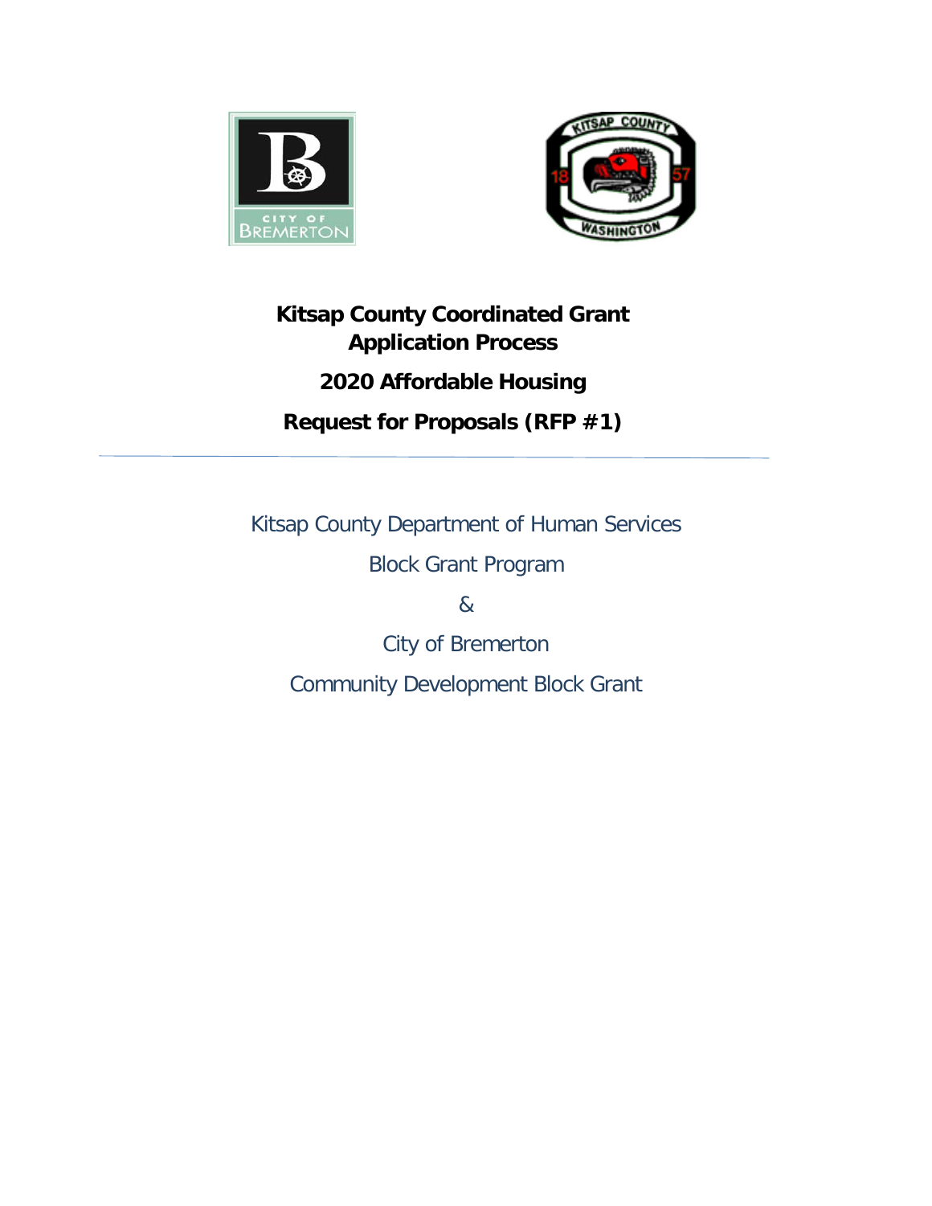# Kitsap County Coordinated Grant Application Process

## 2020 Affordable Housing

## Request for Proposals (RFP #1)

---

Kitsap County Department of Human Services

Block Grant Program

&

City of Bremerton

Community Development Block Grant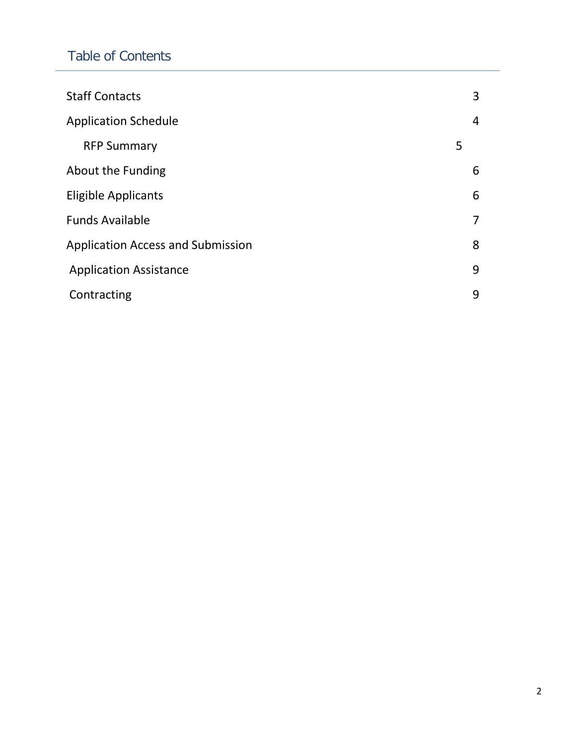## Table of Contents

| | |
|---|---|
| Staff Contacts | 3 |
| Application Schedule | 4 |
| RFP Summary | 5 |
| About the Funding | 6 |
| Eligible Applicants | 6 |
| Funds Available | 7 |
| Application Access and Submission | 8 |
| Application Assistance | 9 |
| Contracting | 9 |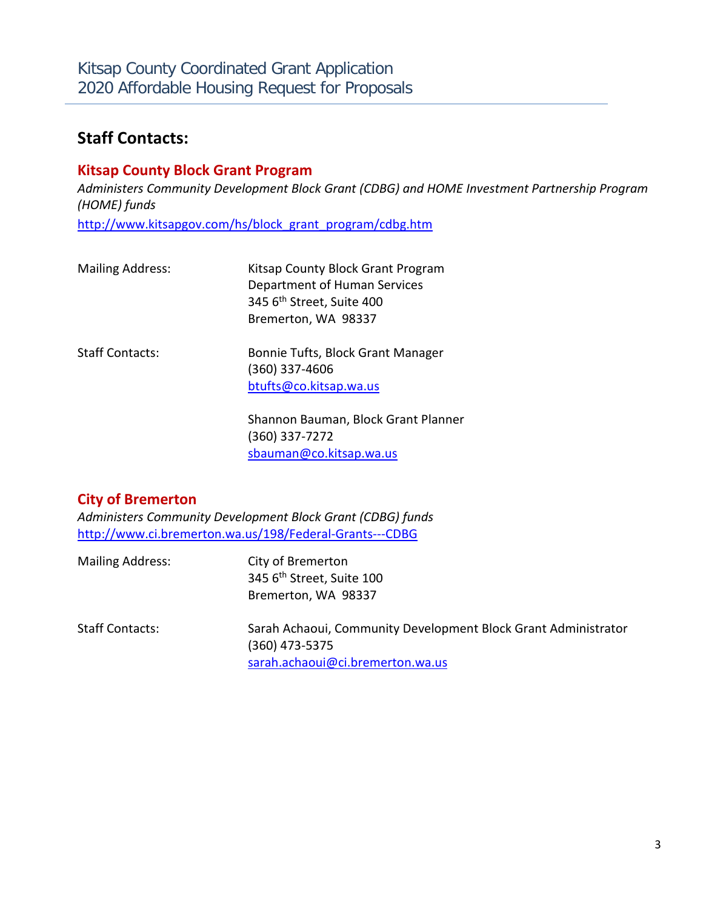## Staff Contacts:

### Kitsap County Block Grant Program

*Administers Community Development Block Grant (CDBG) and HOME Investment Partnership Program (HOME) funds*

http://www.kitsapgov.com/hs/block_grant_program/cdbg.htm

| | |
|---|---|
| Mailing Address: | Kitsap County Block Grant Program<br>Department of Human Services<br>345 6th Street, Suite 400<br>Bremerton, WA 98337 |
| Staff Contacts: | Bonnie Tufts, Block Grant Manager<br>(360) 337-4606<br>btufts@co.kitsap.wa.us<br><br>Shannon Bauman, Block Grant Planner<br>(360) 337-7272<br>sbauman@co.kitsap.wa.us |

### City of Bremerton

*Administers Community Development Block Grant (CDBG) funds*

http://www.ci.bremerton.wa.us/198/Federal-Grants---CDBG

| | |
|---|---|
| Mailing Address: | City of Bremerton<br>345 6th Street, Suite 100<br>Bremerton, WA 98337 |
| Staff Contacts: | Sarah Achaoui, Community Development Block Grant Administrator<br>(360) 473-5375<br>sarah.achaoui@ci.bremerton.wa.us |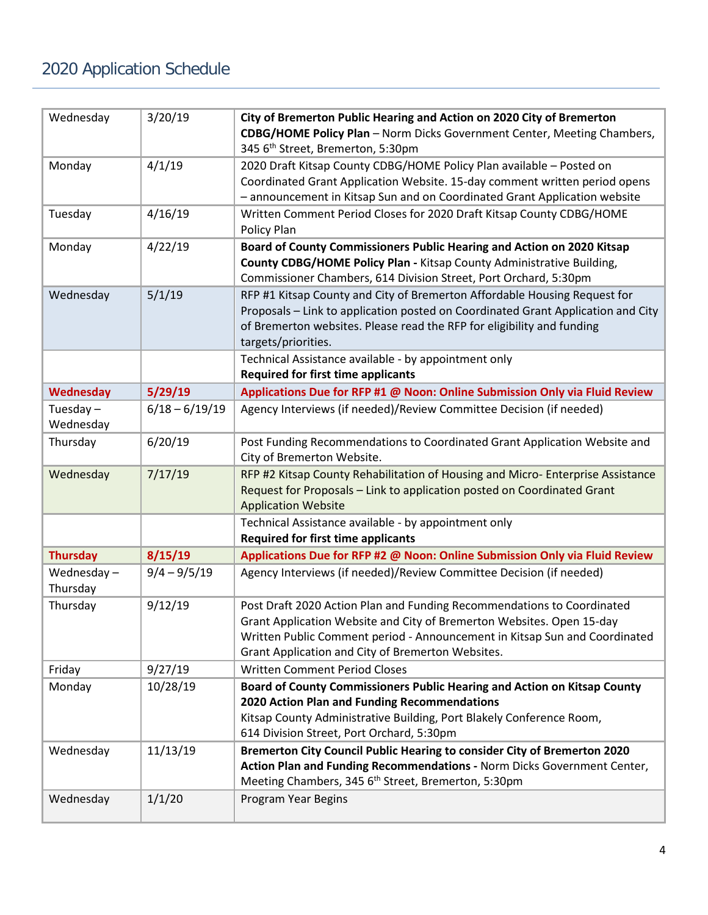## 2020 Application Schedule

| Day | Date | Event |
|---|---|---|
| Wednesday | 3/20/19 | **City of Bremerton Public Hearing and Action on 2020 City of Bremerton CDBG/HOME Policy Plan** – Norm Dicks Government Center, Meeting Chambers, 345 6th Street, Bremerton, 5:30pm |
| Monday | 4/1/19 | 2020 Draft Kitsap County CDBG/HOME Policy Plan available – Posted on Coordinated Grant Application Website. 15-day comment written period opens – announcement in Kitsap Sun and on Coordinated Grant Application website |
| Tuesday | 4/16/19 | Written Comment Period Closes for 2020 Draft Kitsap County CDBG/HOME Policy Plan |
| Monday | 4/22/19 | **Board of County Commissioners Public Hearing and Action on 2020 Kitsap County CDBG/HOME Policy Plan -** Kitsap County Administrative Building, Commissioner Chambers, 614 Division Street, Port Orchard, 5:30pm |
| Wednesday | 5/1/19 | RFP #1 Kitsap County and City of Bremerton Affordable Housing Request for Proposals – Link to application posted on Coordinated Grant Application and City of Bremerton websites. Please read the RFP for eligibility and funding targets/priorities. |
| | | Technical Assistance available - by appointment only<br>**Required for first time applicants** |
| **Wednesday** | **5/29/19** | **Applications Due for RFP #1 @ Noon: Online Submission Only via Fluid Review** |
| Tuesday – Wednesday | 6/18 – 6/19/19 | Agency Interviews (if needed)/Review Committee Decision (if needed) |
| Thursday | 6/20/19 | Post Funding Recommendations to Coordinated Grant Application Website and City of Bremerton Website. |
| Wednesday | 7/17/19 | RFP #2 Kitsap County Rehabilitation of Housing and Micro- Enterprise Assistance Request for Proposals – Link to application posted on Coordinated Grant Application Website |
| | | Technical Assistance available - by appointment only<br>**Required for first time applicants** |
| **Thursday** | **8/15/19** | **Applications Due for RFP #2 @ Noon: Online Submission Only via Fluid Review** |
| Wednesday – Thursday | 9/4 – 9/5/19 | Agency Interviews (if needed)/Review Committee Decision (if needed) |
| Thursday | 9/12/19 | Post Draft 2020 Action Plan and Funding Recommendations to Coordinated Grant Application Website and City of Bremerton Websites. Open 15-day Written Public Comment period - Announcement in Kitsap Sun and Coordinated Grant Application and City of Bremerton Websites. |
| Friday | 9/27/19 | Written Comment Period Closes |
| Monday | 10/28/19 | **Board of County Commissioners Public Hearing and Action on Kitsap County 2020 Action Plan and Funding Recommendations**<br>Kitsap County Administrative Building, Port Blakely Conference Room, 614 Division Street, Port Orchard, 5:30pm |
| Wednesday | 11/13/19 | **Bremerton City Council Public Hearing to consider City of Bremerton 2020 Action Plan and Funding Recommendations -** Norm Dicks Government Center, Meeting Chambers, 345 6th Street, Bremerton, 5:30pm |
| Wednesday | 1/1/20 | Program Year Begins |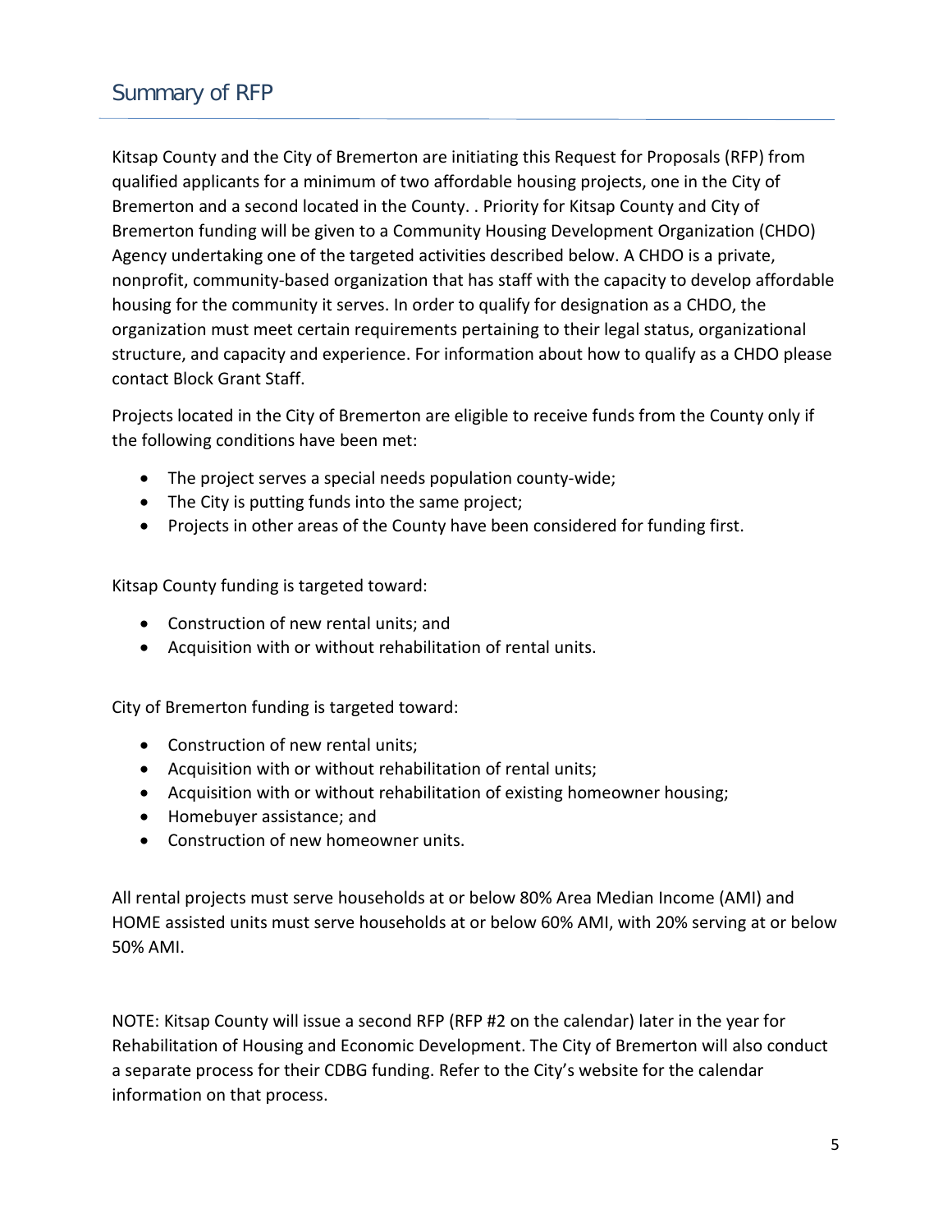## Summary of RFP

Kitsap County and the City of Bremerton are initiating this Request for Proposals (RFP) from qualified applicants for a minimum of two affordable housing projects, one in the City of Bremerton and a second located in the County. . Priority for Kitsap County and City of Bremerton funding will be given to a Community Housing Development Organization (CHDO) Agency undertaking one of the targeted activities described below. A CHDO is a private, nonprofit, community-based organization that has staff with the capacity to develop affordable housing for the community it serves. In order to qualify for designation as a CHDO, the organization must meet certain requirements pertaining to their legal status, organizational structure, and capacity and experience. For information about how to qualify as a CHDO please contact Block Grant Staff.

Projects located in the City of Bremerton are eligible to receive funds from the County only if the following conditions have been met:

- The project serves a special needs population county-wide;
- The City is putting funds into the same project;
- Projects in other areas of the County have been considered for funding first.

Kitsap County funding is targeted toward:

- Construction of new rental units; and
- Acquisition with or without rehabilitation of rental units.

City of Bremerton funding is targeted toward:

- Construction of new rental units;
- Acquisition with or without rehabilitation of rental units;
- Acquisition with or without rehabilitation of existing homeowner housing;
- Homebuyer assistance; and
- Construction of new homeowner units.

All rental projects must serve households at or below 80% Area Median Income (AMI) and HOME assisted units must serve households at or below 60% AMI, with 20% serving at or below 50% AMI.

NOTE: Kitsap County will issue a second RFP (RFP #2 on the calendar) later in the year for Rehabilitation of Housing and Economic Development. The City of Bremerton will also conduct a separate process for their CDBG funding. Refer to the City's website for the calendar information on that process.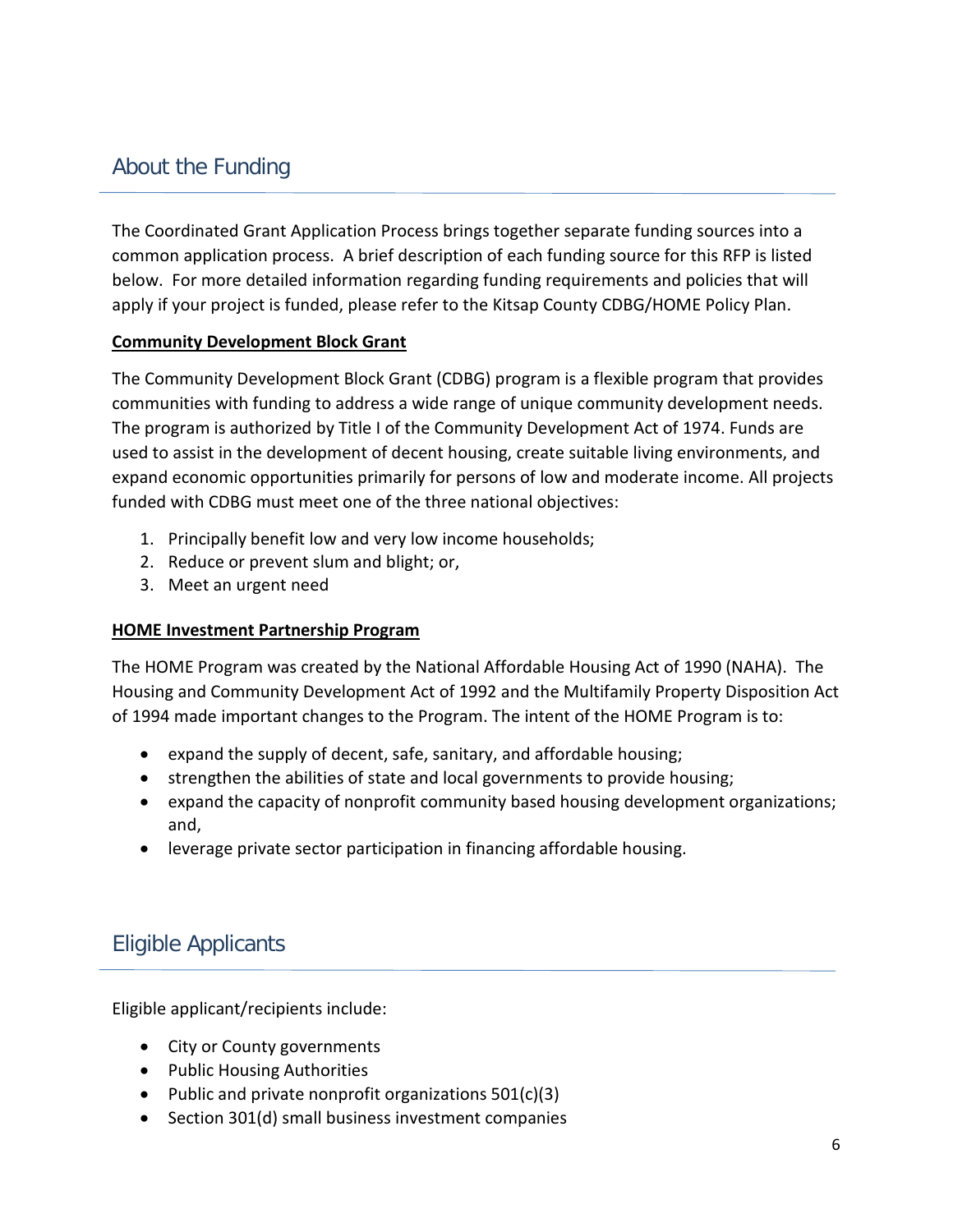## About the Funding

The Coordinated Grant Application Process brings together separate funding sources into a common application process. A brief description of each funding source for this RFP is listed below. For more detailed information regarding funding requirements and policies that will apply if your project is funded, please refer to the Kitsap County CDBG/HOME Policy Plan.

**Community Development Block Grant**

The Community Development Block Grant (CDBG) program is a flexible program that provides communities with funding to address a wide range of unique community development needs. The program is authorized by Title I of the Community Development Act of 1974. Funds are used to assist in the development of decent housing, create suitable living environments, and expand economic opportunities primarily for persons of low and moderate income. All projects funded with CDBG must meet one of the three national objectives:

1. Principally benefit low and very low income households;
2. Reduce or prevent slum and blight; or,
3. Meet an urgent need

**HOME Investment Partnership Program**

The HOME Program was created by the National Affordable Housing Act of 1990 (NAHA). The Housing and Community Development Act of 1992 and the Multifamily Property Disposition Act of 1994 made important changes to the Program. The intent of the HOME Program is to:

- expand the supply of decent, safe, sanitary, and affordable housing;
- strengthen the abilities of state and local governments to provide housing;
- expand the capacity of nonprofit community based housing development organizations; and,
- leverage private sector participation in financing affordable housing.

## Eligible Applicants

Eligible applicant/recipients include:

- City or County governments
- Public Housing Authorities
- Public and private nonprofit organizations 501(c)(3)
- Section 301(d) small business investment companies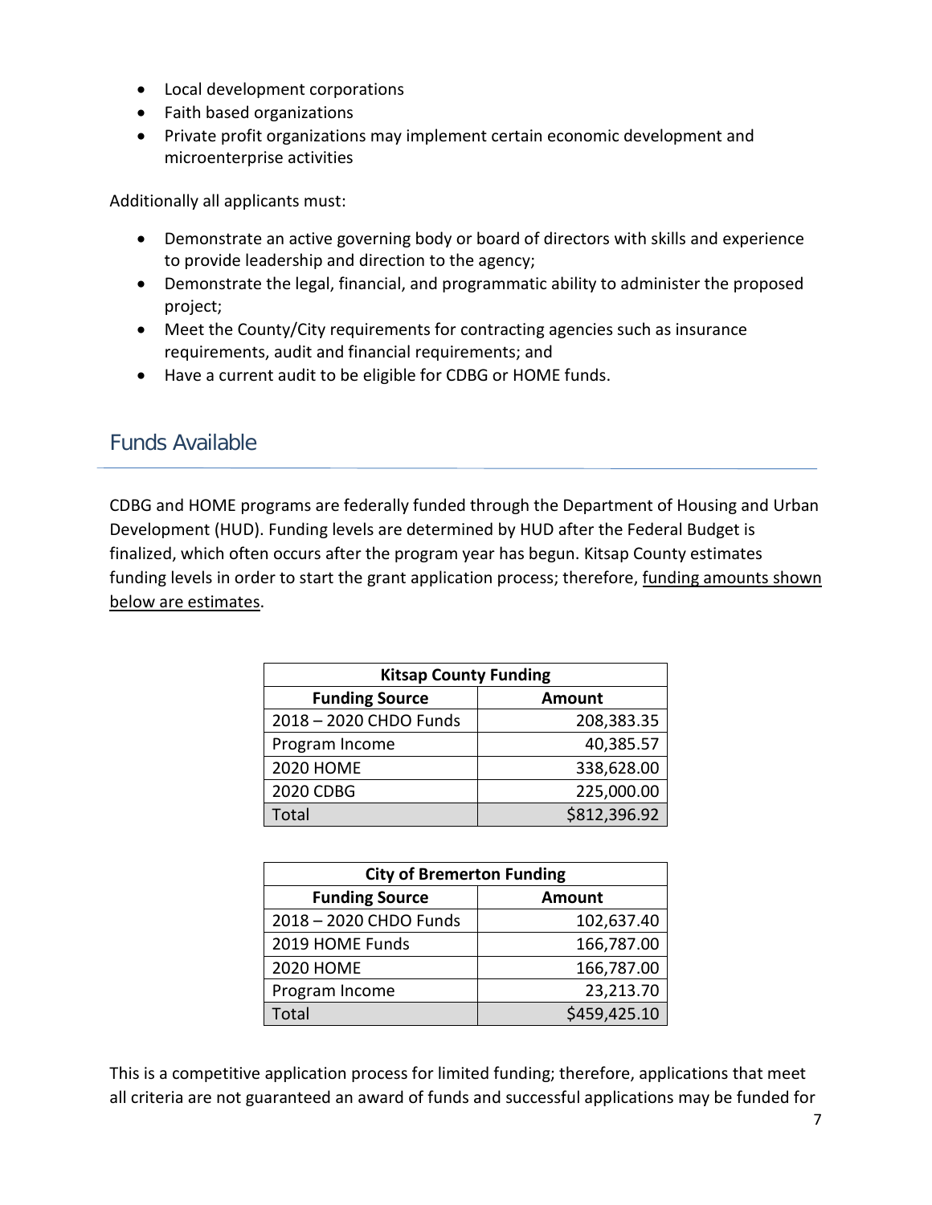- Local development corporations
- Faith based organizations
- Private profit organizations may implement certain economic development and microenterprise activities

Additionally all applicants must:

- Demonstrate an active governing body or board of directors with skills and experience to provide leadership and direction to the agency;
- Demonstrate the legal, financial, and programmatic ability to administer the proposed project;
- Meet the County/City requirements for contracting agencies such as insurance requirements, audit and financial requirements; and
- Have a current audit to be eligible for CDBG or HOME funds.

## Funds Available

CDBG and HOME programs are federally funded through the Department of Housing and Urban Development (HUD). Funding levels are determined by HUD after the Federal Budget is finalized, which often occurs after the program year has begun. Kitsap County estimates funding levels in order to start the grant application process; therefore, funding amounts shown below are estimates.

| Kitsap County Funding | |
|---|---|
| **Funding Source** | **Amount** |
| 2018 – 2020 CHDO Funds | 208,383.35 |
| Program Income | 40,385.57 |
| 2020 HOME | 338,628.00 |
| 2020 CDBG | 225,000.00 |
| Total | $812,396.92 |

| City of Bremerton Funding | |
|---|---|
| **Funding Source** | **Amount** |
| 2018 – 2020 CHDO Funds | 102,637.40 |
| 2019 HOME Funds | 166,787.00 |
| 2020 HOME | 166,787.00 |
| Program Income | 23,213.70 |
| Total | $459,425.10 |

This is a competitive application process for limited funding; therefore, applications that meet all criteria are not guaranteed an award of funds and successful applications may be funded for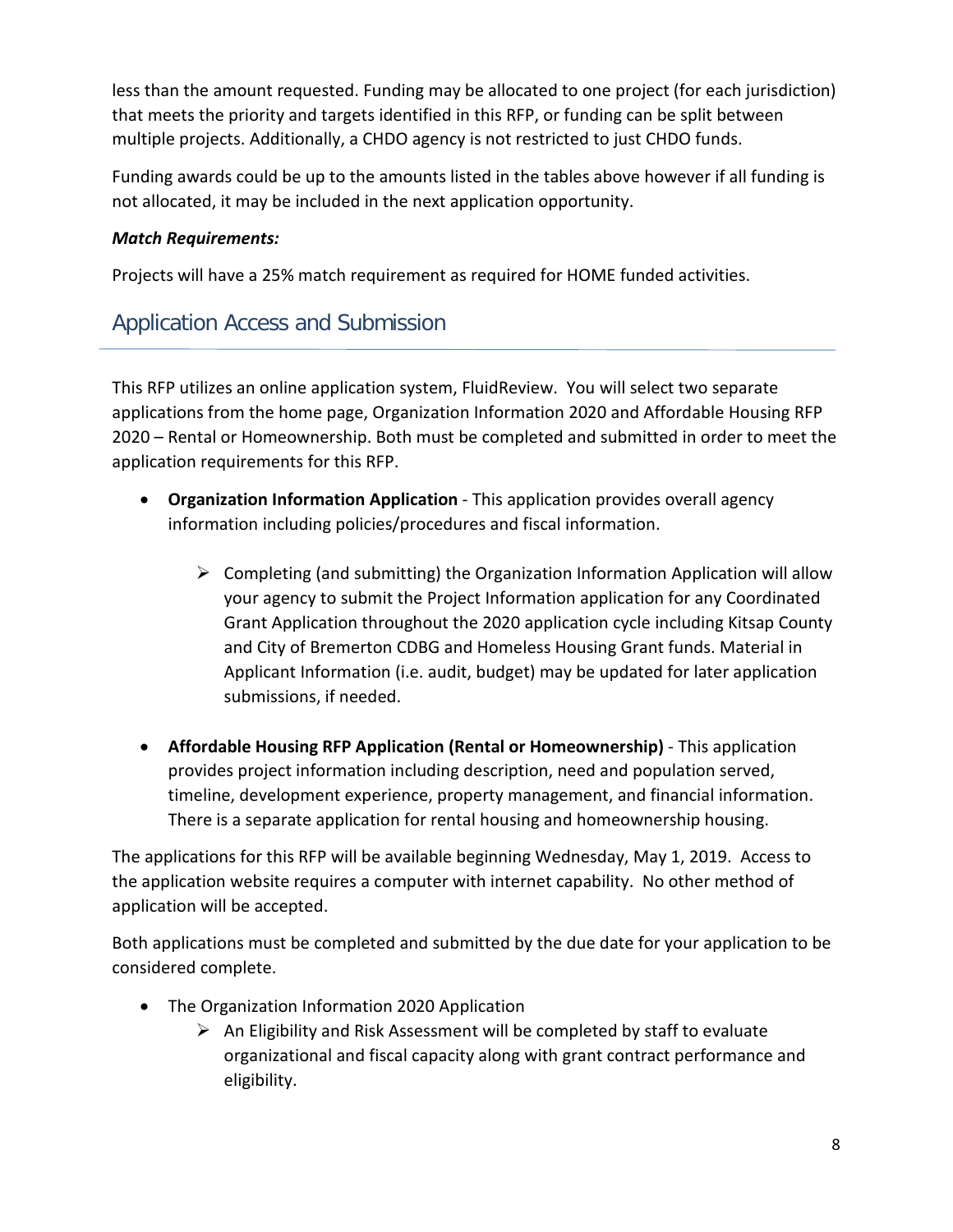less than the amount requested. Funding may be allocated to one project (for each jurisdiction) that meets the priority and targets identified in this RFP, or funding can be split between multiple projects. Additionally, a CHDO agency is not restricted to just CHDO funds.

Funding awards could be up to the amounts listed in the tables above however if all funding is not allocated, it may be included in the next application opportunity.

***Match Requirements:***

Projects will have a 25% match requirement as required for HOME funded activities.

## Application Access and Submission

This RFP utilizes an online application system, FluidReview. You will select two separate applications from the home page, Organization Information 2020 and Affordable Housing RFP 2020 – Rental or Homeownership. Both must be completed and submitted in order to meet the application requirements for this RFP.

- **Organization Information Application** - This application provides overall agency information including policies/procedures and fiscal information.
    - Completing (and submitting) the Organization Information Application will allow your agency to submit the Project Information application for any Coordinated Grant Application throughout the 2020 application cycle including Kitsap County and City of Bremerton CDBG and Homeless Housing Grant funds. Material in Applicant Information (i.e. audit, budget) may be updated for later application submissions, if needed.
- **Affordable Housing RFP Application (Rental or Homeownership)** - This application provides project information including description, need and population served, timeline, development experience, property management, and financial information. There is a separate application for rental housing and homeownership housing.

The applications for this RFP will be available beginning Wednesday, May 1, 2019. Access to the application website requires a computer with internet capability. No other method of application will be accepted.

Both applications must be completed and submitted by the due date for your application to be considered complete.

- The Organization Information 2020 Application
    - An Eligibility and Risk Assessment will be completed by staff to evaluate organizational and fiscal capacity along with grant contract performance and eligibility.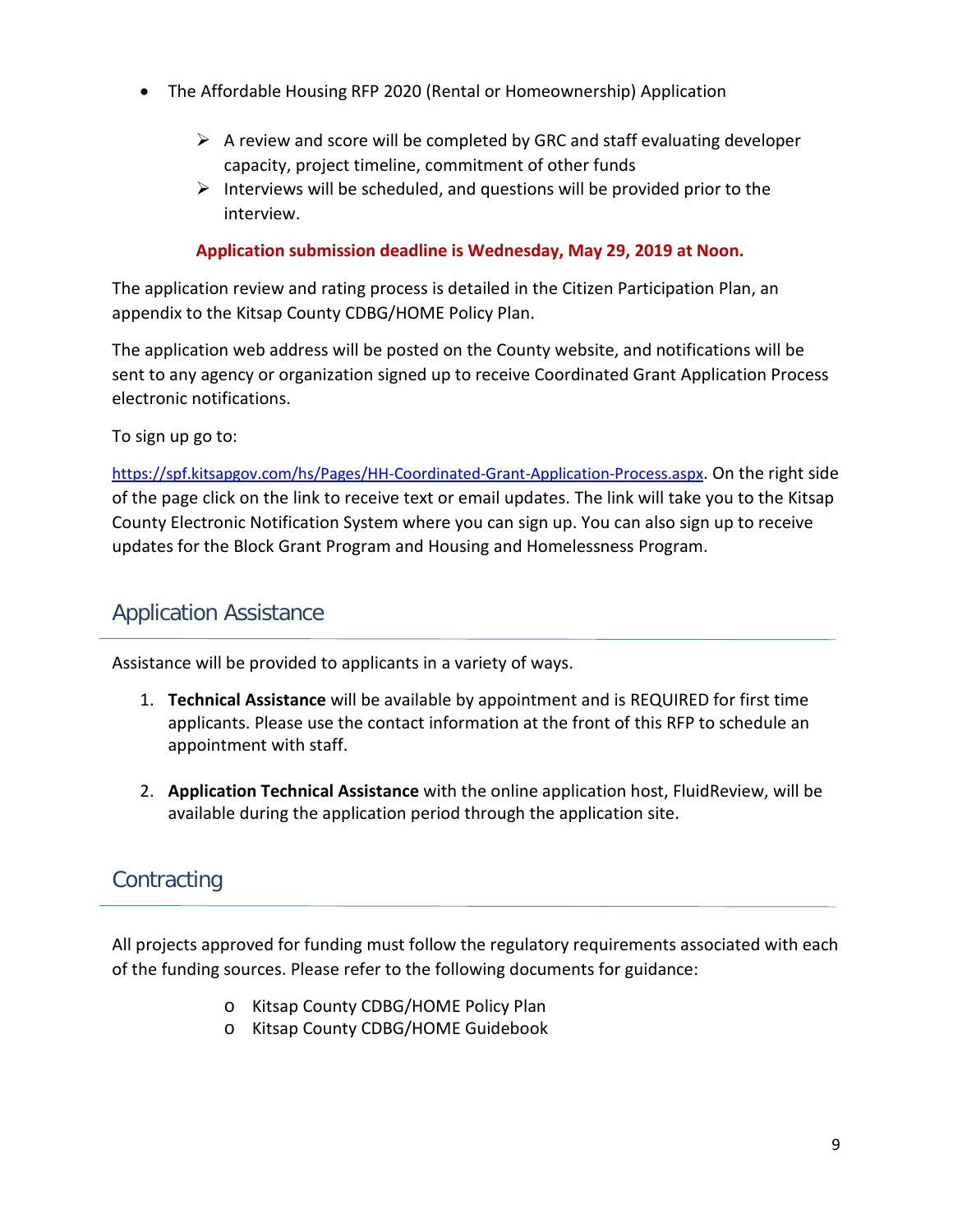- The Affordable Housing RFP 2020 (Rental or Homeownership) Application
  - A review and score will be completed by GRC and staff evaluating developer capacity, project timeline, commitment of other funds
  - Interviews will be scheduled, and questions will be provided prior to the interview.

**Application submission deadline is Wednesday, May 29, 2019 at Noon.**

The application review and rating process is detailed in the Citizen Participation Plan, an appendix to the Kitsap County CDBG/HOME Policy Plan.

The application web address will be posted on the County website, and notifications will be sent to any agency or organization signed up to receive Coordinated Grant Application Process electronic notifications.

To sign up go to:

https://spf.kitsapgov.com/hs/Pages/HH-Coordinated-Grant-Application-Process.aspx. On the right side of the page click on the link to receive text or email updates. The link will take you to the Kitsap County Electronic Notification System where you can sign up. You can also sign up to receive updates for the Block Grant Program and Housing and Homelessness Program.

## Application Assistance

Assistance will be provided to applicants in a variety of ways.

1. **Technical Assistance** will be available by appointment and is REQUIRED for first time applicants. Please use the contact information at the front of this RFP to schedule an appointment with staff.

2. **Application Technical Assistance** with the online application host, FluidReview, will be available during the application period through the application site.

## Contracting

All projects approved for funding must follow the regulatory requirements associated with each of the funding sources. Please refer to the following documents for guidance:

- Kitsap County CDBG/HOME Policy Plan
- Kitsap County CDBG/HOME Guidebook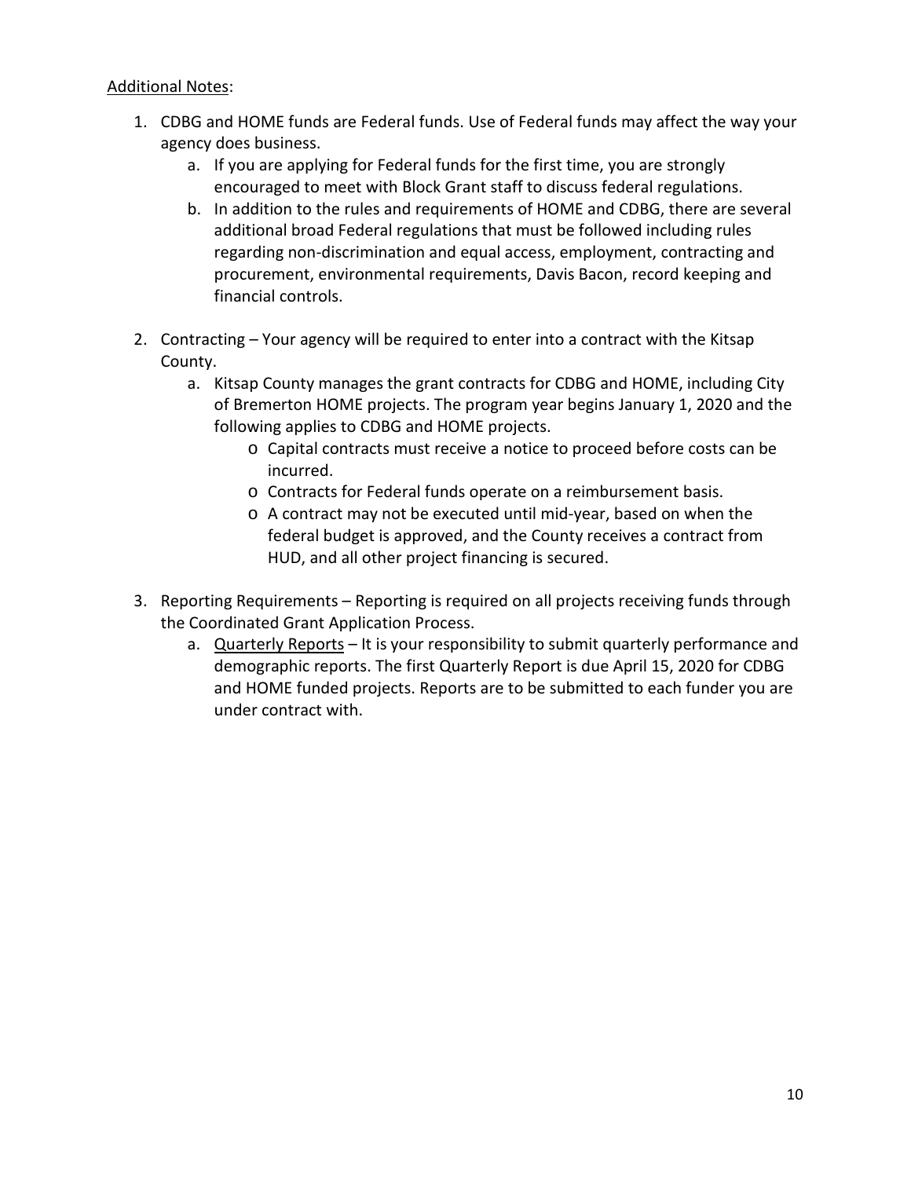<u>Additional Notes</u>:

1. CDBG and HOME funds are Federal funds. Use of Federal funds may affect the way your agency does business.
   a. If you are applying for Federal funds for the first time, you are strongly encouraged to meet with Block Grant staff to discuss federal regulations.
   b. In addition to the rules and requirements of HOME and CDBG, there are several additional broad Federal regulations that must be followed including rules regarding non-discrimination and equal access, employment, contracting and procurement, environmental requirements, Davis Bacon, record keeping and financial controls.

2. Contracting – Your agency will be required to enter into a contract with the Kitsap County.
   a. Kitsap County manages the grant contracts for CDBG and HOME, including City of Bremerton HOME projects. The program year begins January 1, 2020 and the following applies to CDBG and HOME projects.
      - Capital contracts must receive a notice to proceed before costs can be incurred.
      - Contracts for Federal funds operate on a reimbursement basis.
      - A contract may not be executed until mid-year, based on when the federal budget is approved, and the County receives a contract from HUD, and all other project financing is secured.

3. Reporting Requirements – Reporting is required on all projects receiving funds through the Coordinated Grant Application Process.
   a. <u>Quarterly Reports</u> – It is your responsibility to submit quarterly performance and demographic reports. The first Quarterly Report is due April 15, 2020 for CDBG and HOME funded projects. Reports are to be submitted to each funder you are under contract with.